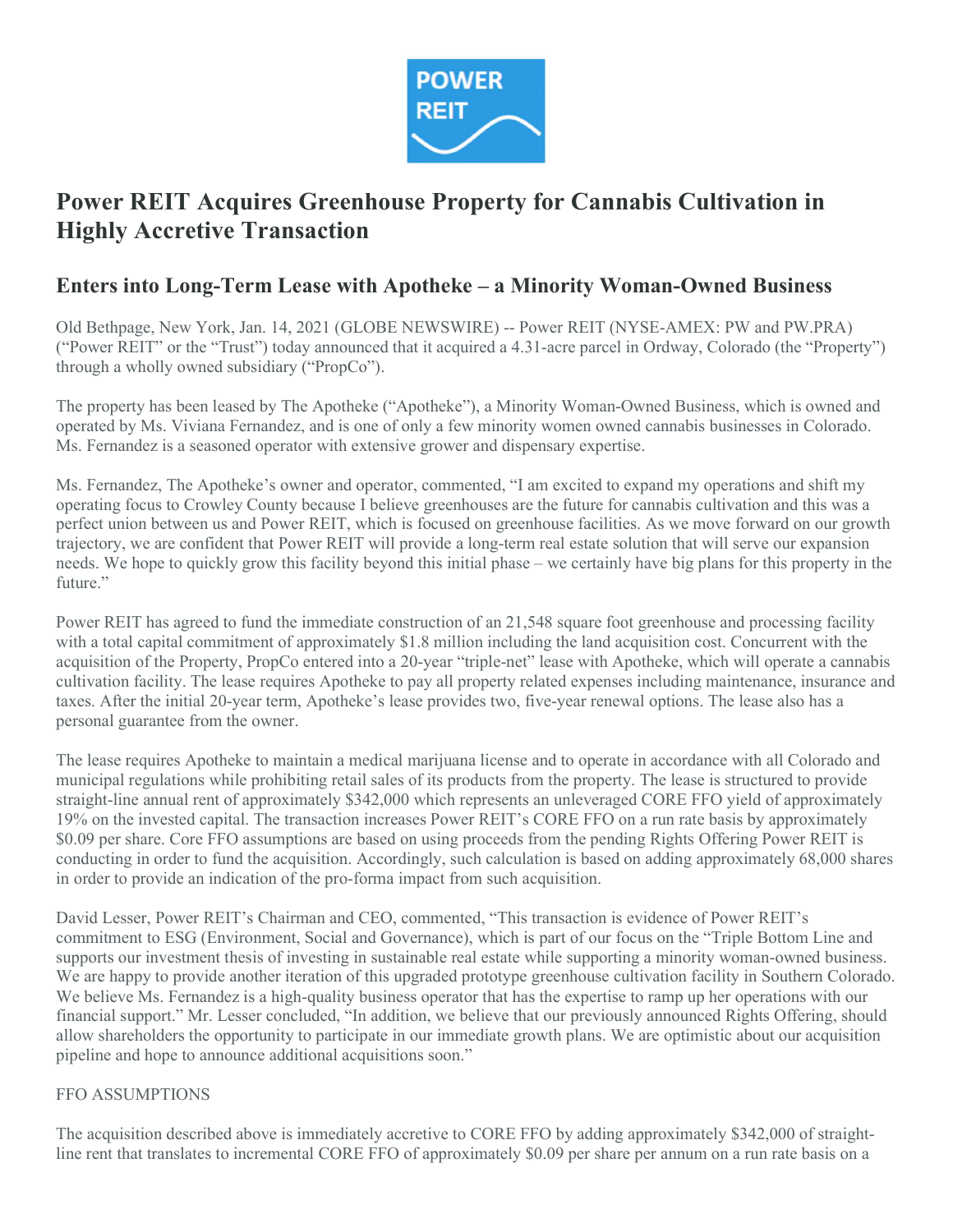# Power REIT Acquires Greenhouse Property for Cannabis Cultivation in Highly Accretive Transaction

## Enters into Long-Term Lease with Apotheke – a Minority Woman-Owned Business

Old Bethpage, New York, Jan. 14, 2021 (GLOBE NEWSWIRE) -- Power REIT (NYSE-AMEX: PW and PW.PRA) ("Power REIT" or the "Trust") today announced that it acquired a 4.31-acre parcel in Ordway, Colorado (the "Property") through a wholly owned subsidiary ("PropCo").

The property has been leased by The Apotheke ("Apotheke"), a Minority Woman-Owned Business, which is owned and operated by Ms. Viviana Fernandez, and is one of only a few minority women owned cannabis businesses in Colorado. Ms. Fernandez is a seasoned operator with extensive grower and dispensary expertise.

Ms. Fernandez, The Apotheke's owner and operator, commented, "I am excited to expand my operations and shift my operating focus to Crowley County because I believe greenhouses are the future for cannabis cultivation and this was a perfect union between us and Power REIT, which is focused on greenhouse facilities. As we move forward on our growth trajectory, we are confident that Power REIT will provide a long-term real estate solution that will serve our expansion needs. We hope to quickly grow this facility beyond this initial phase – we certainly have big plans for this property in the future."

Power REIT has agreed to fund the immediate construction of an 21,548 square foot greenhouse and processing facility with a total capital commitment of approximately $1.8 million including the land acquisition cost. Concurrent with the acquisition of the Property, PropCo entered into a 20-year "triple-net" lease with Apotheke, which will operate a cannabis cultivation facility. The lease requires Apotheke to pay all property related expenses including maintenance, insurance and taxes. After the initial 20-year term, Apotheke's lease provides two, five-year renewal options. The lease also has a personal guarantee from the owner.

The lease requires Apotheke to maintain a medical marijuana license and to operate in accordance with all Colorado and municipal regulations while prohibiting retail sales of its products from the property. The lease is structured to provide straight-line annual rent of approximately $342,000 which represents an unleveraged CORE FFO yield of approximately 19% on the invested capital. The transaction increases Power REIT's CORE FFO on a run rate basis by approximately $0.09 per share. Core FFO assumptions are based on using proceeds from the pending Rights Offering Power REIT is conducting in order to fund the acquisition. Accordingly, such calculation is based on adding approximately 68,000 shares in order to provide an indication of the pro-forma impact from such acquisition.

David Lesser, Power REIT's Chairman and CEO, commented, "This transaction is evidence of Power REIT's commitment to ESG (Environment, Social and Governance), which is part of our focus on the "Triple Bottom Line and supports our investment thesis of investing in sustainable real estate while supporting a minority woman-owned business. We are happy to provide another iteration of this upgraded prototype greenhouse cultivation facility in Southern Colorado. We believe Ms. Fernandez is a high-quality business operator that has the expertise to ramp up her operations with our financial support." Mr. Lesser concluded, "In addition, we believe that our previously announced Rights Offering, should allow shareholders the opportunity to participate in our immediate growth plans. We are optimistic about our acquisition pipeline and hope to announce additional acquisitions soon."

FFO ASSUMPTIONS

The acquisition described above is immediately accretive to CORE FFO by adding approximately $342,000 of straight-line rent that translates to incremental CORE FFO of approximately $0.09 per share per annum on a run rate basis on a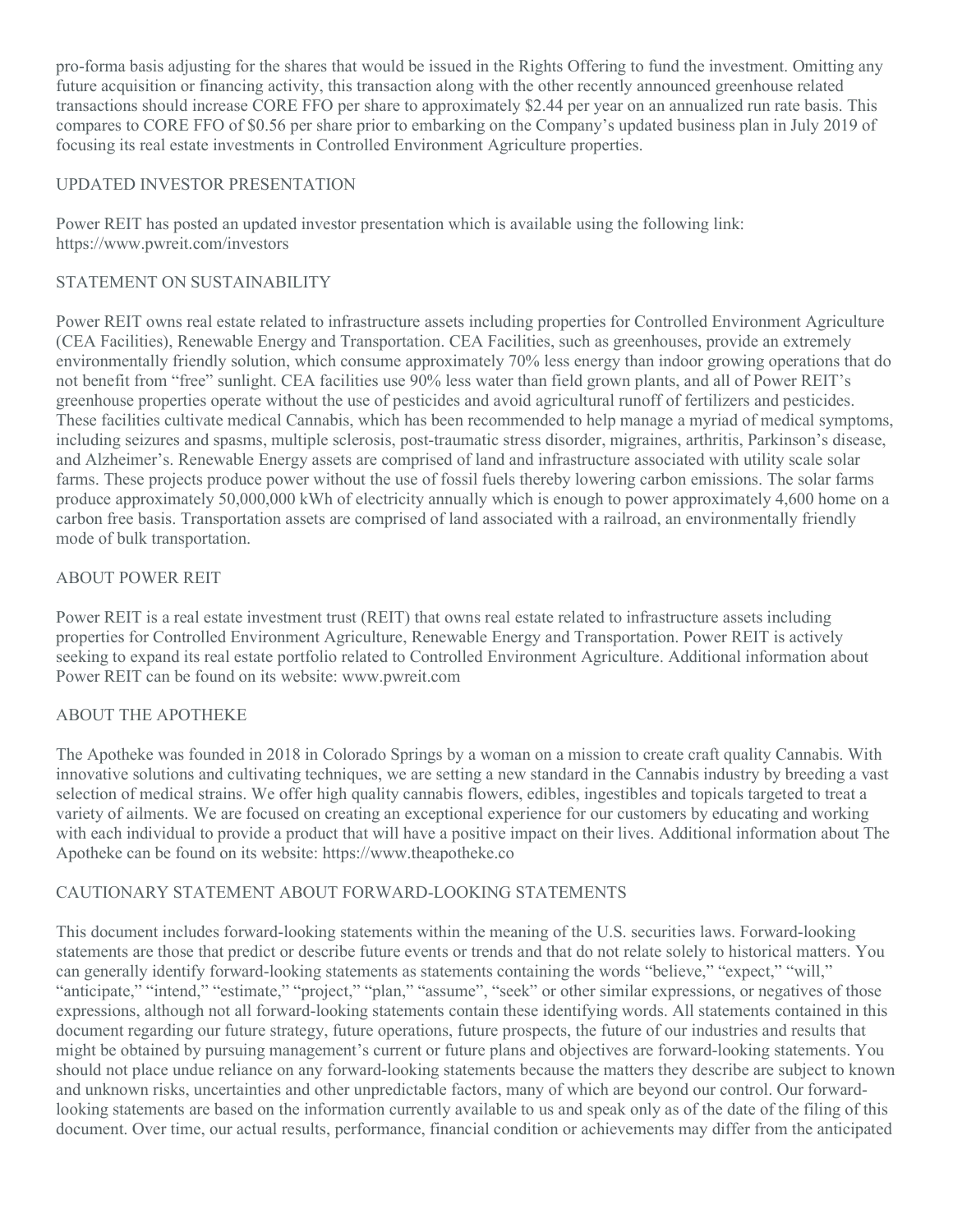pro-forma basis adjusting for the shares that would be issued in the Rights Offering to fund the investment. Omitting any future acquisition or financing activity, this transaction along with the other recently announced greenhouse related transactions should increase CORE FFO per share to approximately $2.44 per year on an annualized run rate basis. This compares to CORE FFO of $0.56 per share prior to embarking on the Company's updated business plan in July 2019 of focusing its real estate investments in Controlled Environment Agriculture properties.

## UPDATED INVESTOR PRESENTATION

Power REIT has posted an updated investor presentation which is available using the following link: https://www.pwreit.com/investors

## STATEMENT ON SUSTAINABILITY

Power REIT owns real estate related to infrastructure assets including properties for Controlled Environment Agriculture (CEA Facilities), Renewable Energy and Transportation. CEA Facilities, such as greenhouses, provide an extremely environmentally friendly solution, which consume approximately 70% less energy than indoor growing operations that do not benefit from "free" sunlight. CEA facilities use 90% less water than field grown plants, and all of Power REIT's greenhouse properties operate without the use of pesticides and avoid agricultural runoff of fertilizers and pesticides. These facilities cultivate medical Cannabis, which has been recommended to help manage a myriad of medical symptoms, including seizures and spasms, multiple sclerosis, post-traumatic stress disorder, migraines, arthritis, Parkinson's disease, and Alzheimer's. Renewable Energy assets are comprised of land and infrastructure associated with utility scale solar farms. These projects produce power without the use of fossil fuels thereby lowering carbon emissions. The solar farms produce approximately 50,000,000 kWh of electricity annually which is enough to power approximately 4,600 home on a carbon free basis. Transportation assets are comprised of land associated with a railroad, an environmentally friendly mode of bulk transportation.

## ABOUT POWER REIT

Power REIT is a real estate investment trust (REIT) that owns real estate related to infrastructure assets including properties for Controlled Environment Agriculture, Renewable Energy and Transportation. Power REIT is actively seeking to expand its real estate portfolio related to Controlled Environment Agriculture. Additional information about Power REIT can be found on its website: www.pwreit.com

## ABOUT THE APOTHEKE

The Apotheke was founded in 2018 in Colorado Springs by a woman on a mission to create craft quality Cannabis. With innovative solutions and cultivating techniques, we are setting a new standard in the Cannabis industry by breeding a vast selection of medical strains. We offer high quality cannabis flowers, edibles, ingestibles and topicals targeted to treat a variety of ailments. We are focused on creating an exceptional experience for our customers by educating and working with each individual to provide a product that will have a positive impact on their lives. Additional information about The Apotheke can be found on its website: https://www.theapotheke.co

## CAUTIONARY STATEMENT ABOUT FORWARD-LOOKING STATEMENTS

This document includes forward-looking statements within the meaning of the U.S. securities laws. Forward-looking statements are those that predict or describe future events or trends and that do not relate solely to historical matters. You can generally identify forward-looking statements as statements containing the words "believe," "expect," "will," "anticipate," "intend," "estimate," "project," "plan," "assume", "seek" or other similar expressions, or negatives of those expressions, although not all forward-looking statements contain these identifying words. All statements contained in this document regarding our future strategy, future operations, future prospects, the future of our industries and results that might be obtained by pursuing management's current or future plans and objectives are forward-looking statements. You should not place undue reliance on any forward-looking statements because the matters they describe are subject to known and unknown risks, uncertainties and other unpredictable factors, many of which are beyond our control. Our forward-looking statements are based on the information currently available to us and speak only as of the date of the filing of this document. Over time, our actual results, performance, financial condition or achievements may differ from the anticipated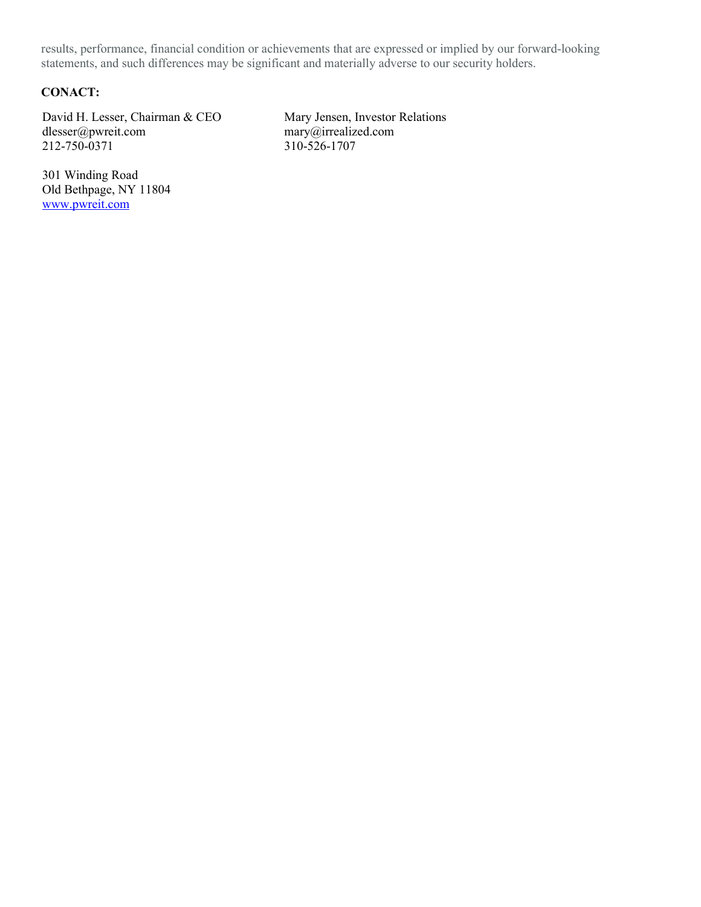results, performance, financial condition or achievements that are expressed or implied by our forward-looking statements, and such differences may be significant and materially adverse to our security holders.

**CONACT:**

David H. Lesser, Chairman & CEO
dlesser@pwreit.com
212-750-0371

Mary Jensen, Investor Relations
mary@irrealized.com
310-526-1707

301 Winding Road
Old Bethpage, NY 11804
www.pwreit.com